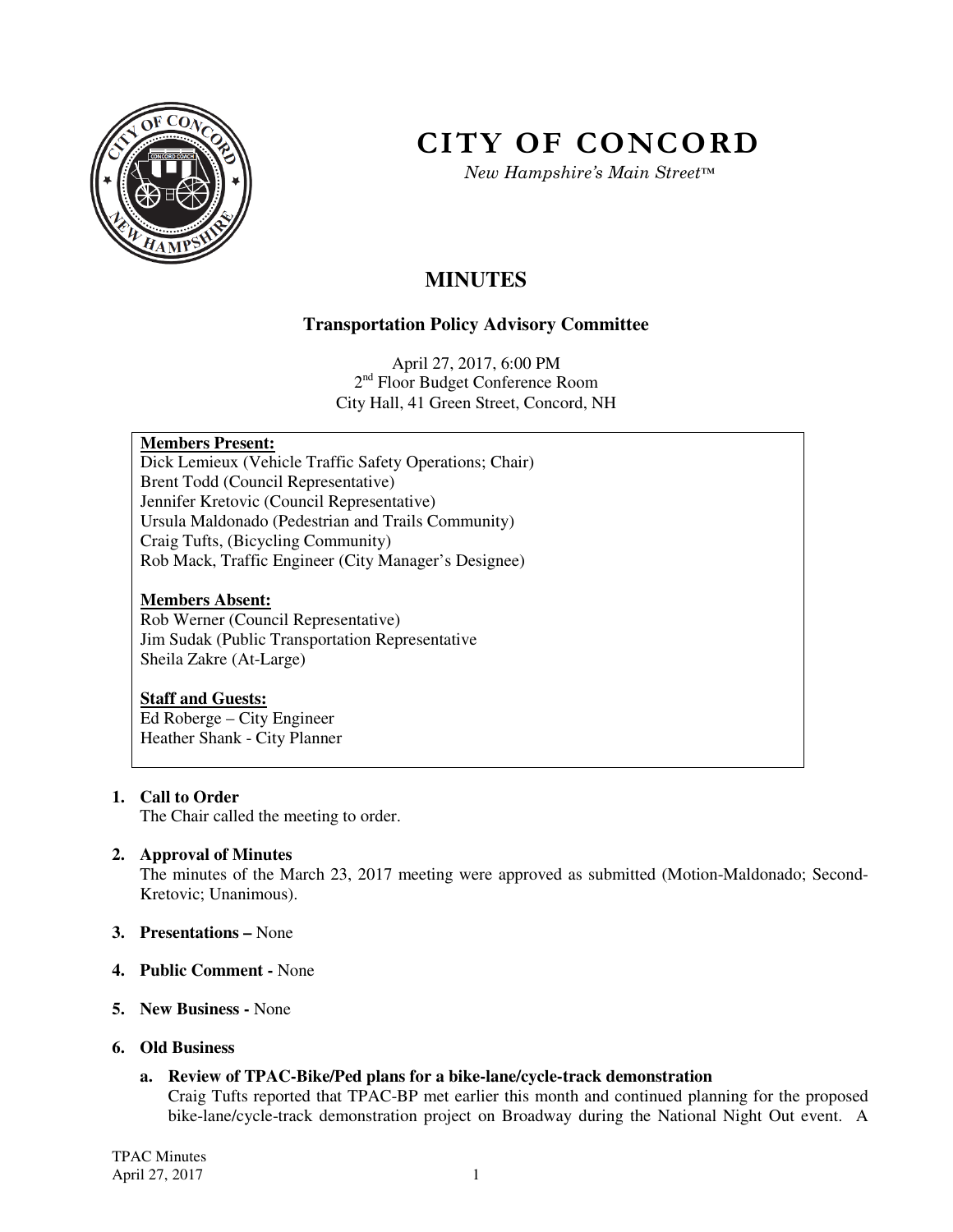# CITY OF CONCORD

*New Hampshire's Main Street™*

## MINUTES

### Transportation Policy Advisory Committee

April 27, 2017, 6:00 PM
2nd Floor Budget Conference Room
City Hall, 41 Green Street, Concord, NH

**Members Present:**
Dick Lemieux (Vehicle Traffic Safety Operations; Chair)
Brent Todd (Council Representative)
Jennifer Kretovic (Council Representative)
Ursula Maldonado (Pedestrian and Trails Community)
Craig Tufts, (Bicycling Community)
Rob Mack, Traffic Engineer (City Manager's Designee)

**Members Absent:**
Rob Werner (Council Representative)
Jim Sudak (Public Transportation Representative
Sheila Zakre (At-Large)

**Staff and Guests:**
Ed Roberge – City Engineer
Heather Shank - City Planner

1. **Call to Order**
   The Chair called the meeting to order.

2. **Approval of Minutes**
   The minutes of the March 23, 2017 meeting were approved as submitted (Motion-Maldonado; Second-Kretovic; Unanimous).

3. **Presentations –** None

4. **Public Comment -** None

5. **New Business -** None

6. **Old Business**

   a. **Review of TPAC-Bike/Ped plans for a bike-lane/cycle-track demonstration**
   Craig Tufts reported that TPAC-BP met earlier this month and continued planning for the proposed bike-lane/cycle-track demonstration project on Broadway during the National Night Out event. A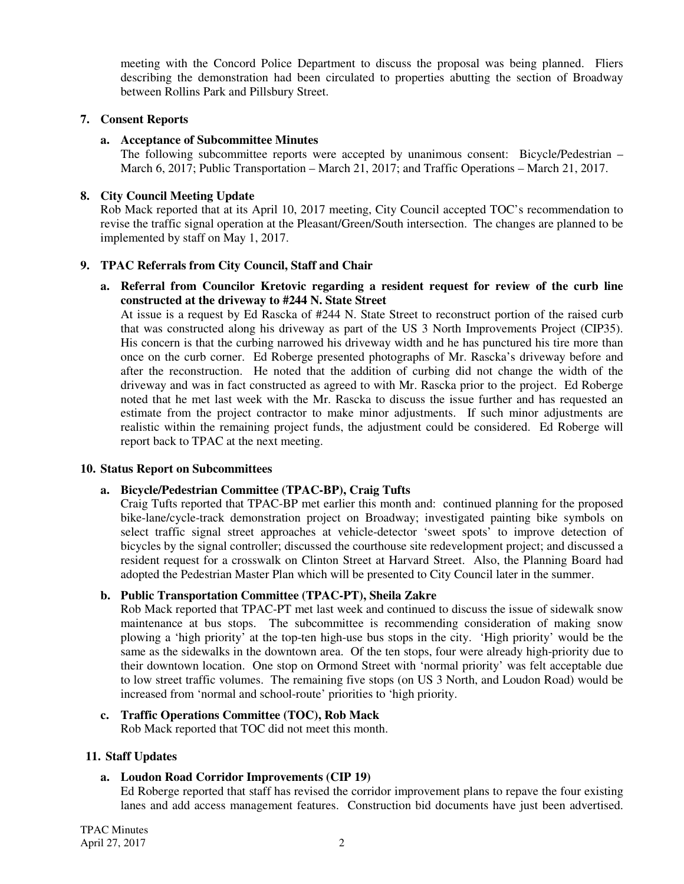meeting with the Concord Police Department to discuss the proposal was being planned. Fliers describing the demonstration had been circulated to properties abutting the section of Broadway between Rollins Park and Pillsbury Street.

**7. Consent Reports**

**a. Acceptance of Subcommittee Minutes**

The following subcommittee reports were accepted by unanimous consent: Bicycle/Pedestrian – March 6, 2017; Public Transportation – March 21, 2017; and Traffic Operations – March 21, 2017.

**8. City Council Meeting Update**

Rob Mack reported that at its April 10, 2017 meeting, City Council accepted TOC's recommendation to revise the traffic signal operation at the Pleasant/Green/South intersection. The changes are planned to be implemented by staff on May 1, 2017.

**9. TPAC Referrals from City Council, Staff and Chair**

**a. Referral from Councilor Kretovic regarding a resident request for review of the curb line constructed at the driveway to #244 N. State Street**

At issue is a request by Ed Rascka of #244 N. State Street to reconstruct portion of the raised curb that was constructed along his driveway as part of the US 3 North Improvements Project (CIP35). His concern is that the curbing narrowed his driveway width and he has punctured his tire more than once on the curb corner. Ed Roberge presented photographs of Mr. Rascka's driveway before and after the reconstruction. He noted that the addition of curbing did not change the width of the driveway and was in fact constructed as agreed to with Mr. Rascka prior to the project. Ed Roberge noted that he met last week with the Mr. Rascka to discuss the issue further and has requested an estimate from the project contractor to make minor adjustments. If such minor adjustments are realistic within the remaining project funds, the adjustment could be considered. Ed Roberge will report back to TPAC at the next meeting.

**10. Status Report on Subcommittees**

**a. Bicycle/Pedestrian Committee (TPAC-BP), Craig Tufts**

Craig Tufts reported that TPAC-BP met earlier this month and: continued planning for the proposed bike-lane/cycle-track demonstration project on Broadway; investigated painting bike symbols on select traffic signal street approaches at vehicle-detector 'sweet spots' to improve detection of bicycles by the signal controller; discussed the courthouse site redevelopment project; and discussed a resident request for a crosswalk on Clinton Street at Harvard Street. Also, the Planning Board had adopted the Pedestrian Master Plan which will be presented to City Council later in the summer.

**b. Public Transportation Committee (TPAC-PT), Sheila Zakre**

Rob Mack reported that TPAC-PT met last week and continued to discuss the issue of sidewalk snow maintenance at bus stops. The subcommittee is recommending consideration of making snow plowing a 'high priority' at the top-ten high-use bus stops in the city. 'High priority' would be the same as the sidewalks in the downtown area. Of the ten stops, four were already high-priority due to their downtown location. One stop on Ormond Street with 'normal priority' was felt acceptable due to low street traffic volumes. The remaining five stops (on US 3 North, and Loudon Road) would be increased from 'normal and school-route' priorities to 'high priority.

**c. Traffic Operations Committee (TOC), Rob Mack**

Rob Mack reported that TOC did not meet this month.

**11. Staff Updates**

**a. Loudon Road Corridor Improvements (CIP 19)**

Ed Roberge reported that staff has revised the corridor improvement plans to repave the four existing lanes and add access management features. Construction bid documents have just been advertised.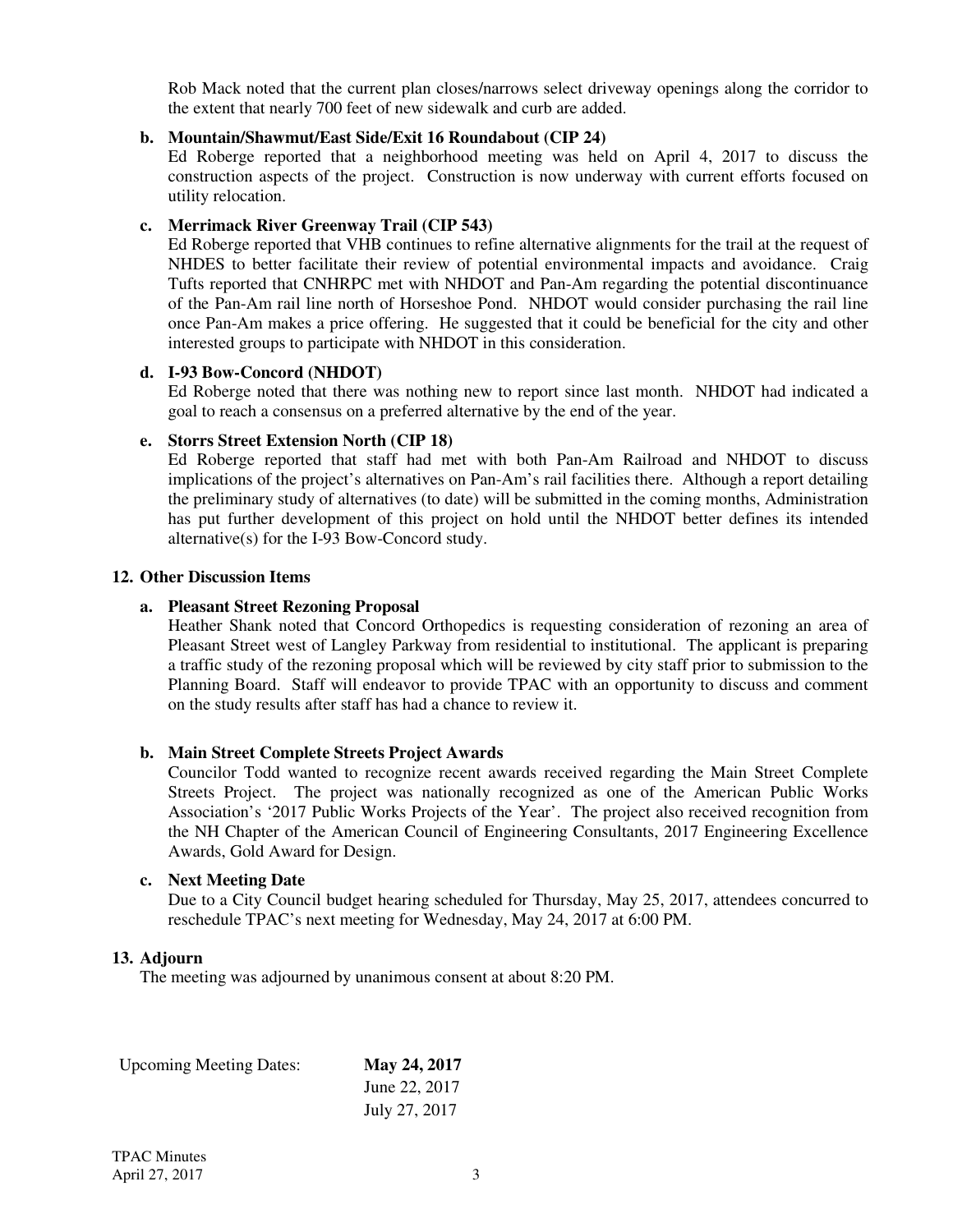Rob Mack noted that the current plan closes/narrows select driveway openings along the corridor to the extent that nearly 700 feet of new sidewalk and curb are added.

**b. Mountain/Shawmut/East Side/Exit 16 Roundabout (CIP 24)**

Ed Roberge reported that a neighborhood meeting was held on April 4, 2017 to discuss the construction aspects of the project. Construction is now underway with current efforts focused on utility relocation.

**c. Merrimack River Greenway Trail (CIP 543)**

Ed Roberge reported that VHB continues to refine alternative alignments for the trail at the request of NHDES to better facilitate their review of potential environmental impacts and avoidance. Craig Tufts reported that CNHRPC met with NHDOT and Pan-Am regarding the potential discontinuance of the Pan-Am rail line north of Horseshoe Pond. NHDOT would consider purchasing the rail line once Pan-Am makes a price offering. He suggested that it could be beneficial for the city and other interested groups to participate with NHDOT in this consideration.

**d. I-93 Bow-Concord (NHDOT)**

Ed Roberge noted that there was nothing new to report since last month. NHDOT had indicated a goal to reach a consensus on a preferred alternative by the end of the year.

**e. Storrs Street Extension North (CIP 18)**

Ed Roberge reported that staff had met with both Pan-Am Railroad and NHDOT to discuss implications of the project's alternatives on Pan-Am's rail facilities there. Although a report detailing the preliminary study of alternatives (to date) will be submitted in the coming months, Administration has put further development of this project on hold until the NHDOT better defines its intended alternative(s) for the I-93 Bow-Concord study.

**12. Other Discussion Items**

**a. Pleasant Street Rezoning Proposal**

Heather Shank noted that Concord Orthopedics is requesting consideration of rezoning an area of Pleasant Street west of Langley Parkway from residential to institutional. The applicant is preparing a traffic study of the rezoning proposal which will be reviewed by city staff prior to submission to the Planning Board. Staff will endeavor to provide TPAC with an opportunity to discuss and comment on the study results after staff has had a chance to review it.

**b. Main Street Complete Streets Project Awards**

Councilor Todd wanted to recognize recent awards received regarding the Main Street Complete Streets Project. The project was nationally recognized as one of the American Public Works Association's '2017 Public Works Projects of the Year'. The project also received recognition from the NH Chapter of the American Council of Engineering Consultants, 2017 Engineering Excellence Awards, Gold Award for Design.

**c. Next Meeting Date**

Due to a City Council budget hearing scheduled for Thursday, May 25, 2017, attendees concurred to reschedule TPAC's next meeting for Wednesday, May 24, 2017 at 6:00 PM.

**13. Adjourn**

The meeting was adjourned by unanimous consent at about 8:20 PM.

Upcoming Meeting Dates: **May 24, 2017**

June 22, 2017

July 27, 2017